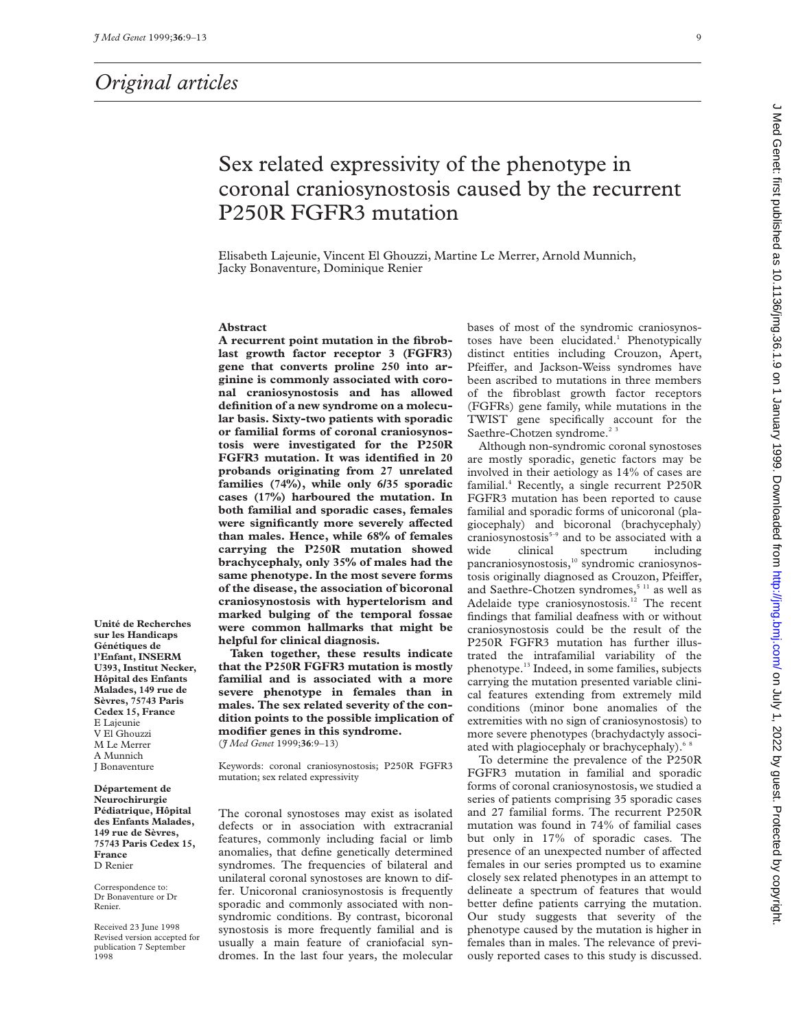*Original articles*

# Sex related expressivity of the phenotype in coronal craniosynostosis caused by the recurrent P250R FGFR3 mutation

Elisabeth Lajeunie, Vincent El Ghouzzi, Martine Le Merrer, Arnold Munnich, Jacky Bonaventure, Dominique Renier

Unité de Recherches sur les Handicaps Génétiques de l'Enfant, INSERM U393, Institut Necker, Hôpital des Enfants Malades, 149 rue de Sèvres, 75743 Paris Cedex 15, France
E Lajeunie
V El Ghouzzi
M Le Merrer
A Munnich
J Bonaventure

Département de Neurochirurgie Pédiatrique, Hôpital des Enfants Malades, 149 rue de Sèvres, 75743 Paris Cedex 15, France
D Renier

Correspondence to: Dr Bonaventure or Dr Renier.

Received 23 June 1998
Revised version accepted for publication 7 September 1998

## Abstract

**A recurrent point mutation in the fibroblast growth factor receptor 3 (FGFR3) gene that converts proline 250 into arginine is commonly associated with coronal craniosynostosis and has allowed definition of a new syndrome on a molecular basis. Sixty-two patients with sporadic or familial forms of coronal craniosynostosis were investigated for the P250R FGFR3 mutation. It was identified in 20 probands originating from 27 unrelated families (74%), while only 6/35 sporadic cases (17%) harboured the mutation. In both familial and sporadic cases, females were significantly more severely affected than males. Hence, while 68% of females carrying the P250R mutation showed brachycephaly, only 35% of males had the same phenotype. In the most severe forms of the disease, the association of bicoronal craniosynostosis with hypertelorism and marked bulging of the temporal fossae were common hallmarks that might be helpful for clinical diagnosis.**

**Taken together, these results indicate that the P250R FGFR3 mutation is mostly familial and is associated with a more severe phenotype in females than in males. The sex related severity of the condition points to the possible implication of modifier genes in this syndrome.**
(*J Med Genet* 1999;**36**:9–13)

Keywords: coronal craniosynostosis; P250R FGFR3 mutation; sex related expressivity

The coronal synostoses may exist as isolated defects or in association with extracranial features, commonly including facial or limb anomalies, that define genetically determined syndromes. The frequencies of bilateral and unilateral coronal synostoses are known to differ. Unicoronal craniosynostosis is frequently sporadic and commonly associated with non-syndromic conditions. By contrast, bicoronal synostosis is more frequently familial and is usually a main feature of craniofacial syndromes. In the last four years, the molecular bases of most of the syndromic craniosynostoses have been elucidated.[1] Phenotypically distinct entities including Crouzon, Apert, Pfeiffer, and Jackson-Weiss syndromes have been ascribed to mutations in three members of the fibroblast growth factor receptors (FGFRs) gene family, while mutations in the TWIST gene specifically account for the Saethre-Chotzen syndrome.[2 3]

Although non-syndromic coronal synostoses are mostly sporadic, genetic factors may be involved in their aetiology as 14% of cases are familial.[4] Recently, a single recurrent P250R FGFR3 mutation has been reported to cause familial and sporadic forms of unicoronal (plagiocephaly) and bicoronal (brachycephaly) craniosynostosis[5–9] and to be associated with a wide clinical spectrum including pancraniosynostosis,[10] syndromic craniosynostosis originally diagnosed as Crouzon, Pfeiffer, and Saethre-Chotzen syndromes,[5 11] as well as Adelaide type craniosynostosis.[12] The recent findings that familial deafness with or without craniosynostosis could be the result of the P250R FGFR3 mutation has further illustrated the intrafamilial variability of the phenotype.[13] Indeed, in some families, subjects carrying the mutation presented variable clinical features extending from extremely mild conditions (minor bone anomalies of the extremities with no sign of craniosynostosis) to more severe phenotypes (brachydactyly associated with plagiocephaly or brachycephaly).[6 8]

To determine the prevalence of the P250R FGFR3 mutation in familial and sporadic forms of coronal craniosynostosis, we studied a series of patients comprising 35 sporadic cases and 27 familial forms. The recurrent P250R mutation was found in 74% of familial cases but only in 17% of sporadic cases. The presence of an unexpected number of affected females in our series prompted us to examine closely sex related phenotypes in an attempt to delineate a spectrum of features that would better define patients carrying the mutation. Our study suggests that severity of the phenotype caused by the mutation is higher in females than in males. The relevance of previously reported cases to this study is discussed.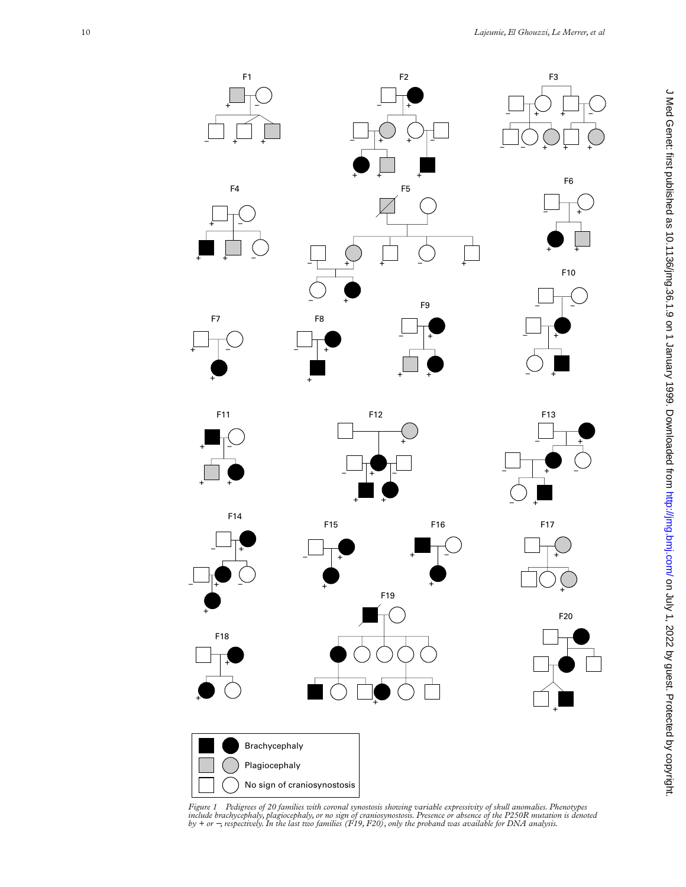Figure 1 Pedigrees of 20 families with coronal synostosis showing variable expressivity of skull anomalies. Phenotypes include brachycephaly, plagiocephaly, or no sign of craniosynostosis. Presence or absence of the P250R mutation is denoted by + or –, respectively. In the last two families (F19, F20), only the proband was available for DNA analysis.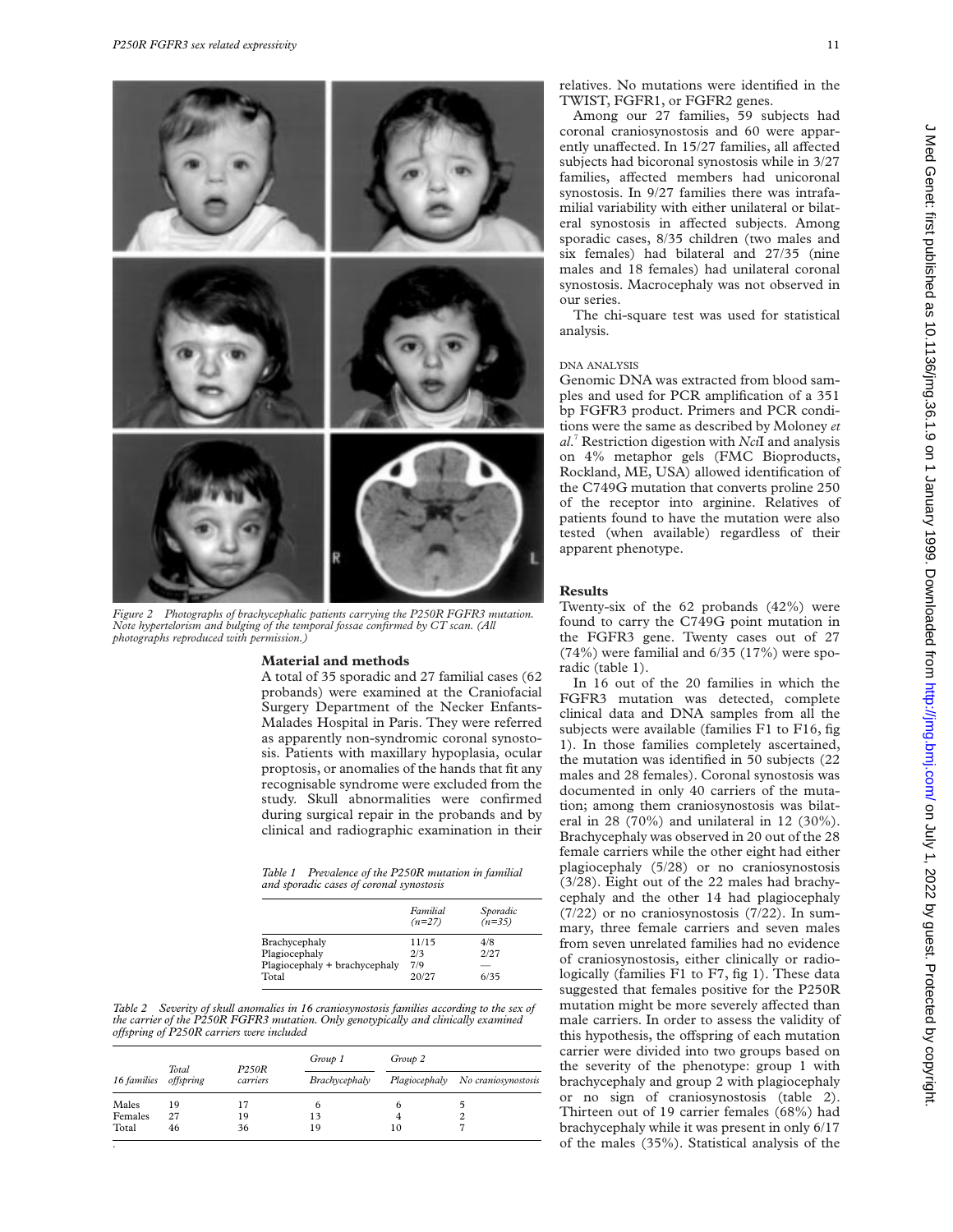Figure 2 Photographs of brachycephalic patients carrying the P250R FGFR3 mutation. Note hypertelorism and bulging of the temporal fossae confirmed by CT scan. (All photographs reproduced with permission.)

## Material and methods

A total of 35 sporadic and 27 familial cases (62 probands) were examined at the Craniofacial Surgery Department of the Necker Enfants-Malades Hospital in Paris. They were referred as apparently non-syndromic coronal synostosis. Patients with maxillary hypoplasia, ocular proptosis, or anomalies of the hands that fit any recognisable syndrome were excluded from the study. Skull abnormalities were confirmed during surgical repair in the probands and by clinical and radiographic examination in their relatives. No mutations were identified in the TWIST, FGFR1, or FGFR2 genes.

Among our 27 families, 59 subjects had coronal craniosynostosis and 60 were apparently unaffected. In 15/27 families, all affected subjects had bicoronal synostosis while in 3/27 families, affected members had unicoronal synostosis. In 9/27 families there was intrafamilial variability with either unilateral or bilateral synostosis in affected subjects. Among sporadic cases, 8/35 children (two males and six females) had bilateral and 27/35 (nine males and 18 females) had unilateral coronal synostosis. Macrocephaly was not observed in our series.

The chi-square test was used for statistical analysis.

### DNA ANALYSIS

Genomic DNA was extracted from blood samples and used for PCR amplification of a 351 bp FGFR3 product. Primers and PCR conditions were the same as described by Moloney *et al*.[7] Restriction digestion with *Nci*I and analysis on 4% metaphor gels (FMC Bioproducts, Rockland, ME, USA) allowed identification of the C749G mutation that converts proline 250 of the receptor into arginine. Relatives of patients found to have the mutation were also tested (when available) regardless of their apparent phenotype.

*Table 1 Prevalence of the P250R mutation in familial and sporadic cases of coronal synostosis*

| | *Familial (n=27)* | *Sporadic (n=35)* |
|---|---|---|
| Brachycephaly | 11/15 | 4/8 |
| Plagiocephaly | 2/3 | 2/27 |
| Plagiocephaly + brachycephaly | 7/9 | — |
| Total | 20/27 | 6/35 |

*Table 2 Severity of skull anomalies in 16 craniosynostosis families according to the sex of the carrier of the P250R FGFR3 mutation. Only genotypically and clinically examined offspring of P250R carriers were included*

| | | | *Group 1* | *Group 2* | |
|---|---|---|---|---|---|
| *16 families* | *Total offspring* | *P250R carriers* | *Brachycephaly* | *Plagiocephaly* | *No craniosynostosis* |
| Males | 19 | 17 | 6 | 6 | 5 |
| Females | 27 | 19 | 13 | 4 | 2 |
| Total | 46 | 36 | 19 | 10 | 7 |

## Results

Twenty-six of the 62 probands (42%) were found to carry the C749G point mutation in the FGFR3 gene. Twenty cases out of 27 (74%) were familial and 6/35 (17%) were sporadic (table 1).

In 16 out of the 20 families in which the FGFR3 mutation was detected, complete clinical data and DNA samples from all the subjects were available (families F1 to F16, fig 1). In those families completely ascertained, the mutation was identified in 50 subjects (22 males and 28 females). Coronal synostosis was documented in only 40 carriers of the mutation; among them craniosynostosis was bilateral in 28 (70%) and unilateral in 12 (30%). Brachycephaly was observed in 20 out of the 28 female carriers while the other eight had either plagiocephaly (5/28) or no craniosynostosis (3/28). Eight out of the 22 males had brachycephaly and the other 14 had plagiocephaly (7/22) or no craniosynostosis (7/22). In summary, three female carriers and seven males from seven unrelated families had no evidence of craniosynostosis, either clinically or radiologically (families F1 to F7, fig 1). These data suggested that females positive for the P250R mutation might be more severely affected than male carriers. In order to assess the validity of this hypothesis, the offspring of each mutation carrier were divided into two groups based on the severity of the phenotype: group 1 with brachycephaly and group 2 with plagiocephaly or no sign of craniosynostosis (table 2). Thirteen out of 19 carrier females (68%) had brachycephaly while it was present in only 6/17 of the males (35%). Statistical analysis of the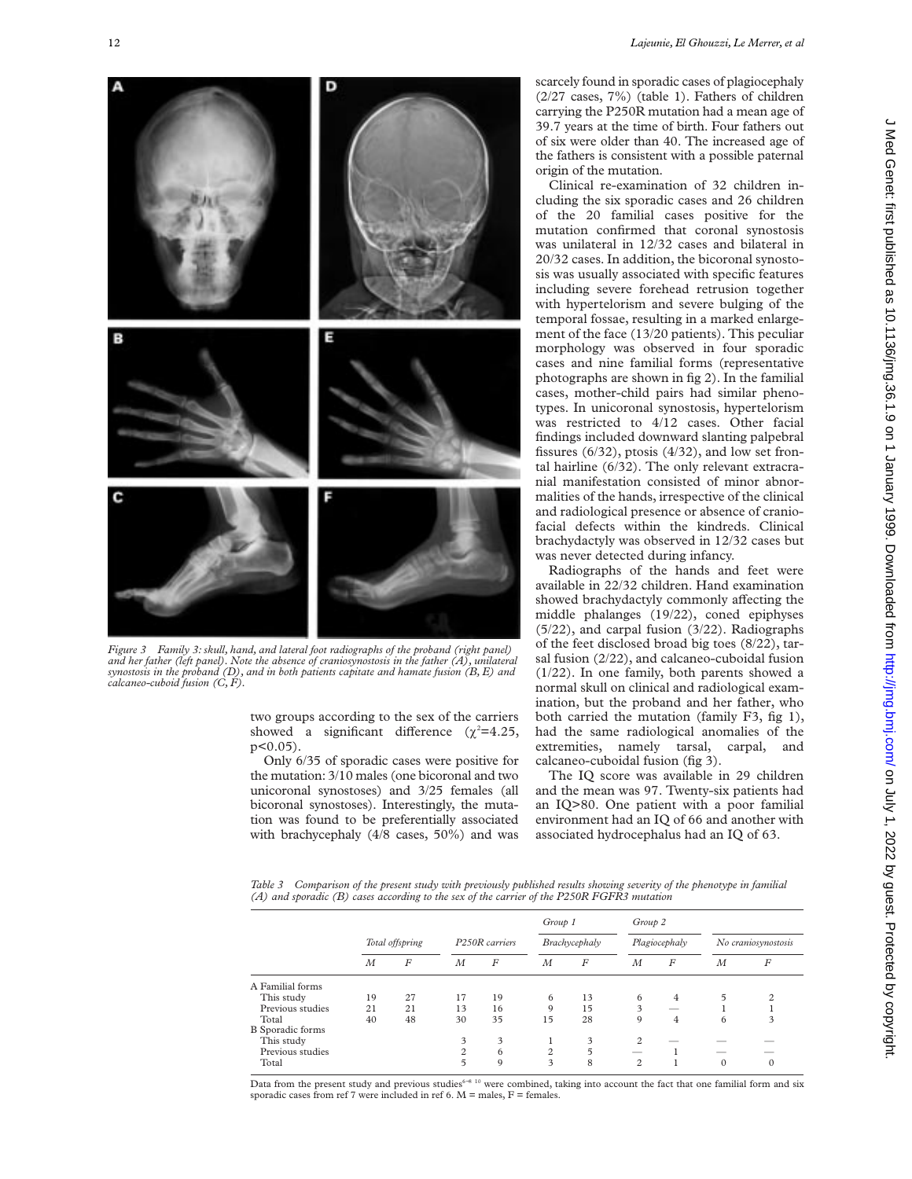*Figure 3 Family 3: skull, hand, and lateral foot radiographs of the proband (right panel) and her father (left panel). Note the absence of craniosynostosis in the father (A), unilateral synostosis in the proband (D), and in both patients capitate and hamate fusion (B, E) and calcaneo-cuboid fusion (C, F).*

two groups according to the sex of the carriers showed a significant difference ($\chi^2$=4.25, $p<0.05$).

Only 6/35 of sporadic cases were positive for the mutation: 3/10 males (one bicoronal and two unicoronal synostoses) and 3/25 females (all bicoronal synostoses). Interestingly, the mutation was found to be preferentially associated with brachycephaly (4/8 cases, 50%) and was scarcely found in sporadic cases of plagiocephaly (2/27 cases, 7%) (table 1). Fathers of children carrying the P250R mutation had a mean age of 39.7 years at the time of birth. Four fathers out of six were older than 40. The increased age of the fathers is consistent with a possible paternal origin of the mutation.

Clinical re-examination of 32 children including the six sporadic cases and 26 children of the 20 familial cases positive for the mutation confirmed that coronal synostosis was unilateral in 12/32 cases and bilateral in 20/32 cases. In addition, the bicoronal synostosis was usually associated with specific features including severe forehead retrusion together with hypertelorism and severe bulging of the temporal fossae, resulting in a marked enlargement of the face (13/20 patients). This peculiar morphology was observed in four sporadic cases and nine familial forms (representative photographs are shown in fig 2). In the familial cases, mother-child pairs had similar phenotypes. In unicoronal synostosis, hypertelorism was restricted to 4/12 cases. Other facial findings included downward slanting palpebral fissures (6/32), ptosis (4/32), and low set frontal hairline (6/32). The only relevant extracranial manifestation consisted of minor abnormalities of the hands, irrespective of the clinical and radiological presence or absence of craniofacial defects within the kindreds. Clinical brachydactyly was observed in 12/32 cases but was never detected during infancy.

Radiographs of the hands and feet were available in 22/32 children. Hand examination showed brachydactyly commonly affecting the middle phalanges (19/22), coned epiphyses (5/22), and carpal fusion (3/22). Radiographs of the feet disclosed broad big toes (8/22), tarsal fusion (2/22), and calcaneo-cuboidal fusion (1/22). In one family, both parents showed a normal skull on clinical and radiological examination, but the proband and her father, who both carried the mutation (family F3, fig 1), had the same radiological anomalies of the extremities, namely tarsal, carpal, and calcaneo-cuboidal fusion (fig 3).

The IQ score was available in 29 children and the mean was 97. Twenty-six patients had an IQ>80. One patient with a poor familial environment had an IQ of 66 and another with associated hydrocephalus had an IQ of 63.

*Table 3 Comparison of the present study with previously published results showing severity of the phenotype in familial (A) and sporadic (B) cases according to the sex of the carrier of the P250R FGFR3 mutation*

| | Total offspring | | P250R carriers | | Group 1 Brachycephaly | | Group 2 Plagiocephaly | | No craniosynostosis | |
|---|---|---|---|---|---|---|---|---|---|---|
| | M | F | M | F | M | F | M | F | M | F |
| A Familial forms | | | | | | | | | | |
| This study | 19 | 27 | 17 | 19 | 6 | 13 | 6 | 4 | 5 | 2 |
| Previous studies | 21 | 21 | 13 | 16 | 9 | 15 | 3 | — | 1 | 1 |
| Total | 40 | 48 | 30 | 35 | 15 | 28 | 9 | 4 | 6 | 3 |
| B Sporadic forms | | | | | | | | | | |
| This study | | | 3 | 3 | 1 | 3 | 2 | — | — | — |
| Previous studies | | | 2 | 6 | 2 | 5 | — | 1 | — | — |
| Total | | | 5 | 9 | 3 | 8 | 2 | 1 | 0 | 0 |

Data from the present study and previous studies[6–8 10] were combined, taking into account the fact that one familial form and six sporadic cases from ref 7 were included in ref 6. M = males, F = females.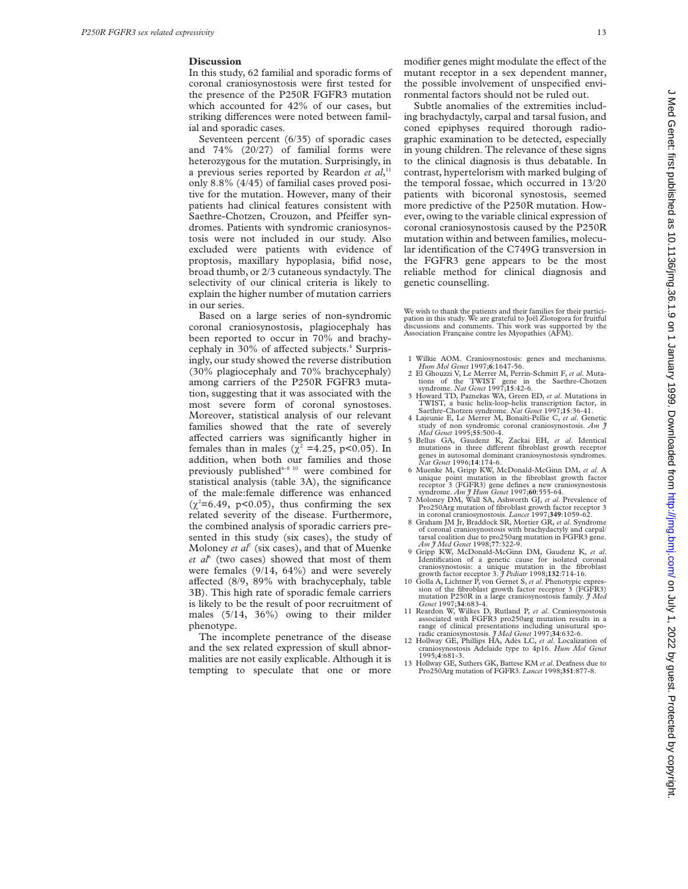## Discussion

In this study, 62 familial and sporadic forms of coronal craniosynostosis were first tested for the presence of the P250R FGFR3 mutation which accounted for 42% of our cases, but striking differences were noted between familial and sporadic cases.

Seventeen percent (6/35) of sporadic cases and 74% (20/27) of familial forms were heterozygous for the mutation. Surprisingly, in a previous series reported by Reardon *et al*,[11] only 8.8% (4/45) of familial cases proved positive for the mutation. However, many of their patients had clinical features consistent with Saethre-Chotzen, Crouzon, and Pfeiffer syndromes. Patients with syndromic craniosynostosis were not included in our study. Also excluded were patients with evidence of proptosis, maxillary hypoplasia, bifid nose, broad thumb, or 2/3 cutaneous syndactyly. The selectivity of our clinical criteria is likely to explain the higher number of mutation carriers in our series.

Based on a large series of non-syndromic coronal craniosynostosis, plagiocephaly has been reported to occur in 70% and brachycephaly in 30% of affected subjects.[4] Surprisingly, our study showed the reverse distribution (30% plagiocephaly and 70% brachycephaly) among carriers of the P250R FGFR3 mutation, suggesting that it was associated with the most severe form of coronal synostoses. Moreover, statistical analysis of our relevant families showed that the rate of severely affected carriers was significantly higher in females than in males ($\chi^2$ =4.25, p<0.05). In addition, when both our families and those previously published[6–8 10] were combined for statistical analysis (table 3A), the significance of the male:female difference was enhanced ($\chi^2$=6.49, p<0.05), thus confirming the sex related severity of the disease. Furthermore, the combined analysis of sporadic carriers presented in this study (six cases), the study of Moloney *et al*[7] (six cases), and that of Muenke *et al*[6] (two cases) showed that most of them were females (9/14, 64%) and were severely affected (8/9, 89% with brachycephaly, table 3B). This high rate of sporadic female carriers is likely to be the result of poor recruitment of males (5/14, 36%) owing to their milder phenotype.

The incomplete penetrance of the disease and the sex related expression of skull abnormalities are not easily explicable. Although it is tempting to speculate that one or more modifier genes might modulate the effect of the mutant receptor in a sex dependent manner, the possible involvement of unspecified environmental factors should not be ruled out.

Subtle anomalies of the extremities including brachydactyly, carpal and tarsal fusion, and coned epiphyses required thorough radiographic examination to be detected, especially in young children. The relevance of these signs to the clinical diagnosis is thus debatable. In contrast, hypertelorism with marked bulging of the temporal fossae, which occurred in 13/20 patients with bicoronal synostosis, seemed more predictive of the P250R mutation. However, owing to the variable clinical expression of coronal craniosynostosis caused by the P250R mutation within and between families, molecular identification of the C749G transversion in the FGFR3 gene appears to be the most reliable method for clinical diagnosis and genetic counselling.

We wish to thank the patients and their families for their participation in this study. We are grateful to Joël Zlotogora for fruitful discussions and comments. This work was supported by the Association Française contre les Myopathies (AFM).

1. Wilkie AOM. Craniosynostosis: genes and mechanisms. *Hum Mol Genet* 1997;**6**:1647-56.
2. El Ghouzzi V, Le Merrer M, Perrin-Schmitt F, *et al*. Mutations of the TWIST gene in the Saethre-Chotzen syndrome. *Nat Genet* 1997;**15**:42-6.
3. Howard TD, Paznekas WA, Green ED, *et al*. Mutations in TWIST, a basic helix-loop-helix transcription factor, in Saethre-Chotzen syndrome. *Nat Genet* 1997;**15**:36-41.
4. Lajeunie E, Le Merrer M, Bonaïti-Pellie C, *et al*. Genetic study of non syndromic coronal craniosynostosis. *Am J Med Genet* 1995;**55**:500-4.
5. Bellus GA, Gaudenz K, Zackai EH, *et al*. Identical mutations in three different fibroblast growth receptor genes in autosomal dominant craniosynostosis syndromes. *Nat Genet* 1996;**14**:174-6.
6. Muenke M, Gripp KW, McDonald-McGinn DM, *et al*. A unique point mutation in the fibroblast growth factor receptor 3 (FGFR3) gene defines a new craniosynostosis syndrome. *Am J Hum Genet* 1997;**60**:555-64.
7. Moloney DM, Wall SA, Ashworth GJ, *et al*. Prevalence of Pro250Arg mutation of fibroblast growth factor receptor 3 in coronal craniosynostosis. *Lancet* 1997;**349**:1059-62.
8. Graham JM Jr, Braddock SR, Mortier GR, *et al*. Syndrome of coronal craniosynostosis with brachydactyly and carpal/tarsal coalition due to pro250arg mutation in FGFR3 gene. *Am J Med Genet* 1998;**77**:322-9.
9. Gripp KW, McDonald-McGinn DM, Gaudenz K, *et al*. Identification of a genetic cause for isolated coronal craniosynostosis: a unique mutation in the fibroblast growth factor receptor 3. *J Pediatr* 1998;**132**:714-16.
10. Golla A, Lichtner P, von Gernet S, *et al*. Phenotypic expression of the fibroblast growth factor receptor 3 (FGFR3) mutation P250R in a large craniosynostosis family. *J Med Genet* 1997;**34**:683-4.
11. Reardon W, Wilkes D, Rutland P, *et al*. Craniosynostosis associated with FGFR3 pro250arg mutation results in a range of clinical presentations including unisutural sporadic craniosynostosis. *J Med Genet* 1997;**34**:632-6.
12. Hollway GE, Phillips HA, Adès LC, *et al*. Localization of craniosynostosis Adelaide type to 4p16. *Hum Mol Genet* 1995;**4**:681-3.
13. Hollway GE, Suthers GK, Battese KM *et al*. Deafness due to Pro250Arg mutation of FGFR3. *Lancet* 1998;**351**:877-8.